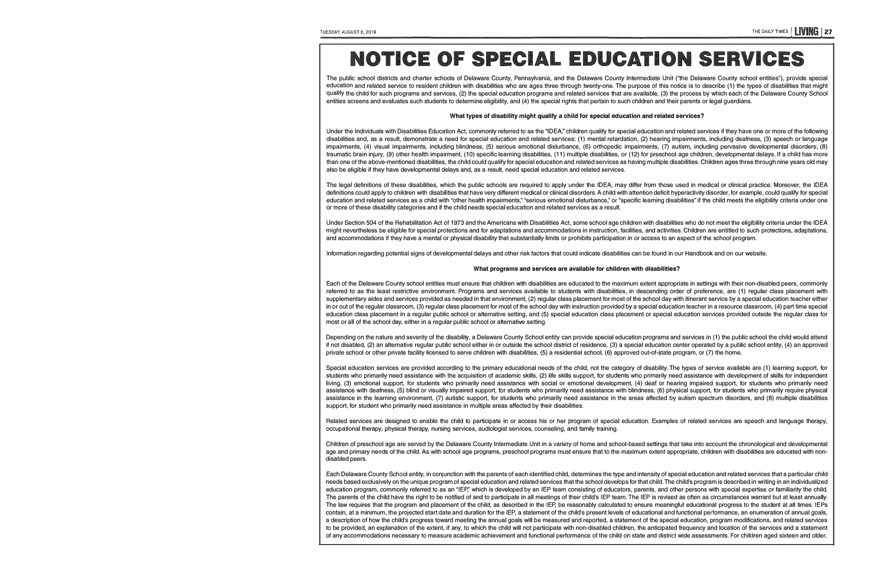# NOTICE OF SPECIAL EDUCATION SERVICES

The public school districts and charter schools of Delaware County, Pennsylvania, and the Delaware County Intermediate Unit ("the Delaware County school entities"), provide special education and related service to resident children with disabilities who are ages three through twenty-one. The purpose of this notice is to describe (1) the types of disabilities that might qualify the child for such programs and services, (2) the special education programs and related services that are available, (3) the process by which each of the Delaware County School entities screens and evaluates such students to determine eligibility, and (4) the special rights that pertain to such children and their parents or legal guardians.

### What types of disability might qualify a child for special education and related services?

Under the Individuals with Disabilities Education Act, commonly referred to as the "IDEA," children qualify for special education and related services if they have one or more of the following disabilities and, as a result, demonstrate a need for special education and related services: (1) mental retardation, (2) hearing impairments, including deafness, (3) speech or language impairments, (4) visual impairments, including blindness, (5) serious emotional disturbance, (6) orthopedic impairments, (7) autism, including pervasive developmental disorders; (8) traumatic brain injury, (9) other health impairment, (10) specific learning disabilities, (11) multiple disabilities, or (12) for preschool age children, developmental delays. If a child has more than one of the above-mentioned disabilities, the child could qualify for special education and related services as having multiple disabilities. Children ages three through nine years old may also be eligible if they have developmental delays and, as a result, need special education and related services.

The legal definitions of these disabilities, which the public schools are required to apply under the IDEA, may differ from those used in medical or clinical practice. Moreover, the IDEA definitions could apply to children with disabilities that have very different medical or clinical disorders. A child with attention deficit hyperactivity disorder, for example, could qualify for special education and related services as a child with "other health impairments," "serious emotional disturbance," or "specific learning disabilities" if the child meets the eligibility criteria under one or more of these disability categories and if the child needs special education and related services as a result.

Under Section 504 of the Rehabilitation Act of 1973 and the Americans with Disabilities Act, some school age children with disabilities who do not meet the eligibility criteria under the IDEA might nevertheless be eligible for special protections and for adaptations and accommodations in instruction, facilities, and activities. Children are entitled to such protections, adaptations, and accommodations if they have a mental or physical disability that substantially limits or prohibits participation in or access to an aspect of the school program.

Information regarding potential signs of developmental delays and other risk factors that could indicate disabilities can be found in our Handbook and on our website.

### What programs and services are available for children with disabilities?

Each of the Delaware County school entities must ensure that children with disabilities are educated to the maximum extent appropriate in settings with their non-disabled peers, commonly referred to as the least restrictive environment. Programs and services available to students with disabilities, in descending order of preference, are (1) regular class placement with supplementary aides and services provided as needed in that environment, (2) regular class placement for most of the school day with itinerant service by a special education teacher either in or out of the regular classroom, (3) regular class placement for most of the school day with instruction provided by a special education teacher in a resource classroom, (4) part time special education class placement in a regular public school or alternative setting, and (5) special education class placement or special education services provided outside the regular class for most or all of the school day, either in a regular public school or alternative setting.

Depending on the nature and severity of the disability, a Delaware County School entity can provide special education programs and services in (1) the public school the child would attend if not disabled, (2) an alternative regular public school either in or outside the school district of residence, (3) a special education center operated by a public school entity, (4) an approved private school or other private facility licensed to serve children with disabilities, (5) a residential school, (6) approved out-of-state program, or (7) the home.

Special education services are provided according to the primary educational needs of the child, not the category of disability. The types of service available are (1) learning support, for students who primarily need assistance with the acquisition of academic skills, (2) life skills support, for students who primarily need assistance with development of skills for independent living, (3) emotional support, for students who primarily need assistance with social or emotional development, (4) deaf or hearing impaired support, for students who primarily need assistance with deafness, (5) blind or visually impaired support, for students who primarily need assistance with blindness, (6) physical support, for students who primarily require physical assistance in the learning environment, (7) autistic support, for students who primarily need assistance in the areas affected by autism spectrum disorders, and (8) multiple disabilities support, for student who primarily need assistance in multiple areas affected by their disabilities.

Related services are designed to enable the child to participate in or access his or her program of special education. Examples of related services are speech and language therapy, occupational therapy, physical therapy, nursing services, audiologist services, counseling, and family training.

Children of preschool age are served by the Delaware County Intermediate Unit in a variety of home and school-based settings that take into account the chronological and developmental age and primary needs of the child. As with school age programs, preschool programs must ensure that to the maximum extent appropriate, children with disabilities are educated with non-disabled peers.

Each Delaware County School entity, in conjunction with the parents of each identified child, determines the type and intensity of special education and related services that a particular child needs based exclusively on the unique program of special education and related services that the school develops for that child. The child's program is described in writing in an individualized education program, commonly referred to as an "IEP," which is developed by an IEP team consisting of educators, parents, and other persons with special expertise or familiarity the child. The parents of the child have the right to be notified of and to participate in all meetings of their child's IEP team. The IEP is revised as often as circumstances warrant but at least annually. The law requires that the program and placement of the child, as described in the IEP, be reasonably calculated to ensure meaningful educational progress to the student at all times. IEPs contain, at a minimum, the projected start date and duration for the IEP, a statement of the child's present levels of educational and functional performance, an enumeration of annual goals, a description of how the child's progress toward meeting the annual goals will be measured and reported, a statement of the special education, program modifications, and related services to be provided, an explanation of the extent, if any, to which the child will not participate with non-disabled children, the anticipated frequency and location of the services and a statement of any accommodations necessary to measure academic achievement and functional performance of the child on state and district wide assessments. For children aged sixteen and older,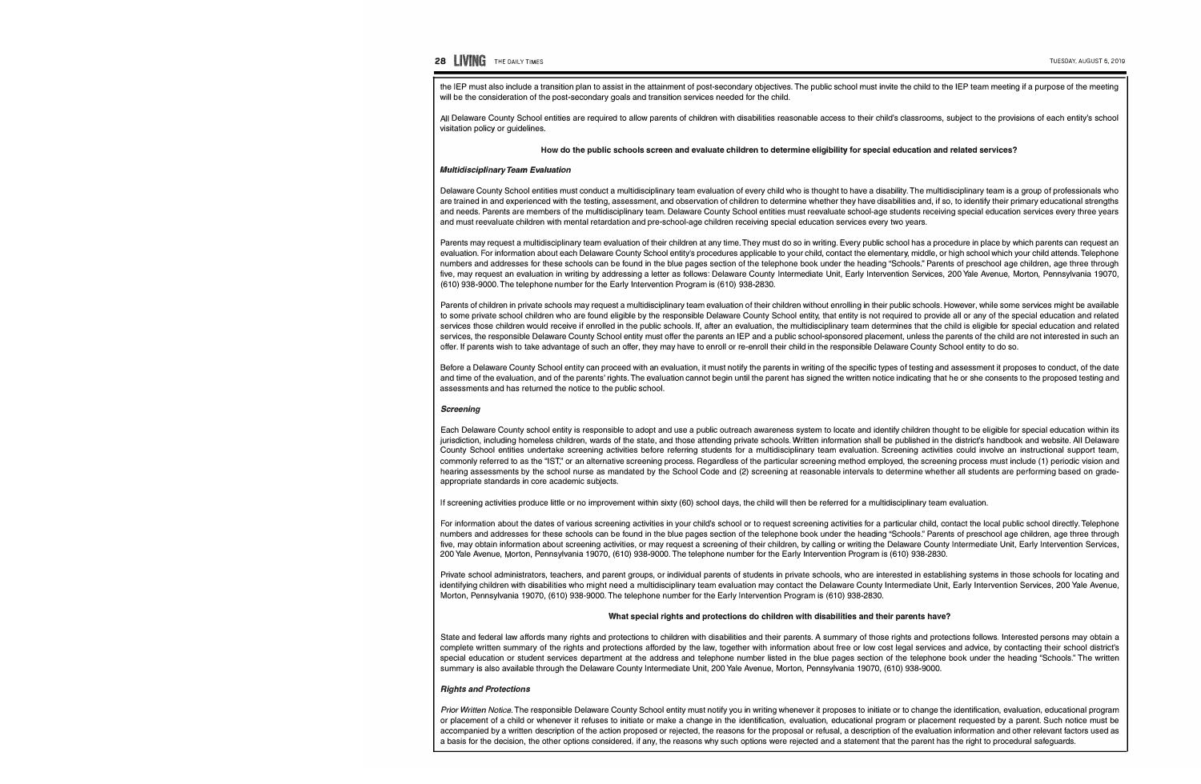the IEP must also include a transition plan to assist in the attainment of post-secondary objectives. The public school must invite the child to the IEP team meeting if a purpose of the meeting will be the consideration of the post-secondary goals and transition services needed for the child.

All Delaware County School entities are required to allow parents of children with disabilities reasonable access to their child's classrooms, subject to the provisions of each entity's school visitation policy or guidelines.

### How do the public schools screen and evaluate children to determine eligibility for special education and related services?

***Multidisciplinary Team Evaluation***

Delaware County School entities must conduct a multidisciplinary team evaluation of every child who is thought to have a disability. The multidisciplinary team is a group of professionals who are trained in and experienced with the testing, assessment, and observation of children to determine whether they have disabilities and, if so, to identify their primary educational strengths and needs. Parents are members of the multidisciplinary team. Delaware County School entities must reevaluate school-age students receiving special education services every three years and must reevaluate children with mental retardation and pre-school-age children receiving special education services every two years.

Parents may request a multidisciplinary team evaluation of their children at any time. They must do so in writing. Every public school has a procedure in place by which parents can request an evaluation. For information about each Delaware County School entity's procedures applicable to your child, contact the elementary, middle, or high school which your child attends. Telephone numbers and addresses for these schools can be found in the blue pages section of the telephone book under the heading "Schools." Parents of preschool age children, age three through five, may request an evaluation in writing by addressing a letter as follows: Delaware County Intermediate Unit, Early Intervention Services, 200 Yale Avenue, Morton, Pennsylvania 19070, (610) 938-9000. The telephone number for the Early Intervention Program is (610) 938-2830.

Parents of children in private schools may request a multidisciplinary team evaluation of their children without enrolling in their public schools. However, while some services might be available to some private school children who are found eligible by the responsible Delaware County School entity, that entity is not required to provide all or any of the special education and related services those children would receive if enrolled in the public schools. If, after an evaluation, the multidisciplinary team determines that the child is eligible for special education and related services, the responsible Delaware County School entity must offer the parents an IEP and a public school-sponsored placement, unless the parents of the child are not interested in such an offer. If parents wish to take advantage of such an offer, they may have to enroll or re-enroll their child in the responsible Delaware County School entity to do so.

Before a Delaware County School entity can proceed with an evaluation, it must notify the parents in writing of the specific types of testing and assessment it proposes to conduct, of the date and time of the evaluation, and of the parents' rights. The evaluation cannot begin until the parent has signed the written notice indicating that he or she consents to the proposed testing and assessments and has returned the notice to the public school.

***Screening***

Each Delaware County school entity is responsible to adopt and use a public outreach awareness system to locate and identify children thought to be eligible for special education within its jurisdiction, including homeless children, wards of the state, and those attending private schools. Written information shall be published in the district's handbook and website. All Delaware County School entities undertake screening activities before referring students for a multidisciplinary team evaluation. Screening activities could involve an instructional support team, commonly referred to as the "IST," or an alternative screening process. Regardless of the particular screening method employed, the screening process must include (1) periodic vision and hearing assessments by the school nurse as mandated by the School Code and (2) screening at reasonable intervals to determine whether all students are performing based on grade-appropriate standards in core academic subjects.

If screening activities produce little or no improvement within sixty (60) school days, the child will then be referred for a multidisciplinary team evaluation.

For information about the dates of various screening activities in your child's school or to request screening activities for a particular child, contact the local public school directly. Telephone numbers and addresses for these schools can be found in the blue pages section of the telephone book under the heading "Schools." Parents of preschool age children, age three through five, may obtain information about screening activities, or may request a screening of their children, by calling or writing the Delaware County Intermediate Unit, Early Intervention Services, 200 Yale Avenue, Morton, Pennsylvania 19070, (610) 938-9000. The telephone number for the Early Intervention Program is (610) 938-2830.

Private school administrators, teachers, and parent groups, or individual parents of students in private schools, who are interested in establishing systems in those schools for locating and identifying children with disabilities who might need a multidisciplinary team evaluation may contact the Delaware County Intermediate Unit, Early Intervention Services, 200 Yale Avenue, Morton, Pennsylvania 19070, (610) 938-9000. The telephone number for the Early Intervention Program is (610) 938-2830.

### What special rights and protections do children with disabilities and their parents have?

State and federal law affords many rights and protections to children with disabilities and their parents. A summary of those rights and protections follows. Interested persons may obtain a complete written summary of the rights and protections afforded by the law, together with information about free or low cost legal services and advice, by contacting their school district's special education or student services department at the address and telephone number listed in the blue pages section of the telephone book under the heading "Schools." The written summary is also available through the Delaware County Intermediate Unit, 200 Yale Avenue, Morton, Pennsylvania 19070, (610) 938-9000.

***Rights and Protections***

*Prior Written Notice.* The responsible Delaware County School entity must notify you in writing whenever it proposes to initiate or to change the identification, evaluation, educational program or placement of a child or whenever it refuses to initiate or make a change in the identification, evaluation, educational program or placement requested by a parent. Such notice must be accompanied by a written description of the action proposed or rejected, the reasons for the proposal or refusal, a description of the evaluation information and other relevant factors used as a basis for the decision, the other options considered, if any, the reasons why such options were rejected and a statement that the parent has the right to procedural safeguards.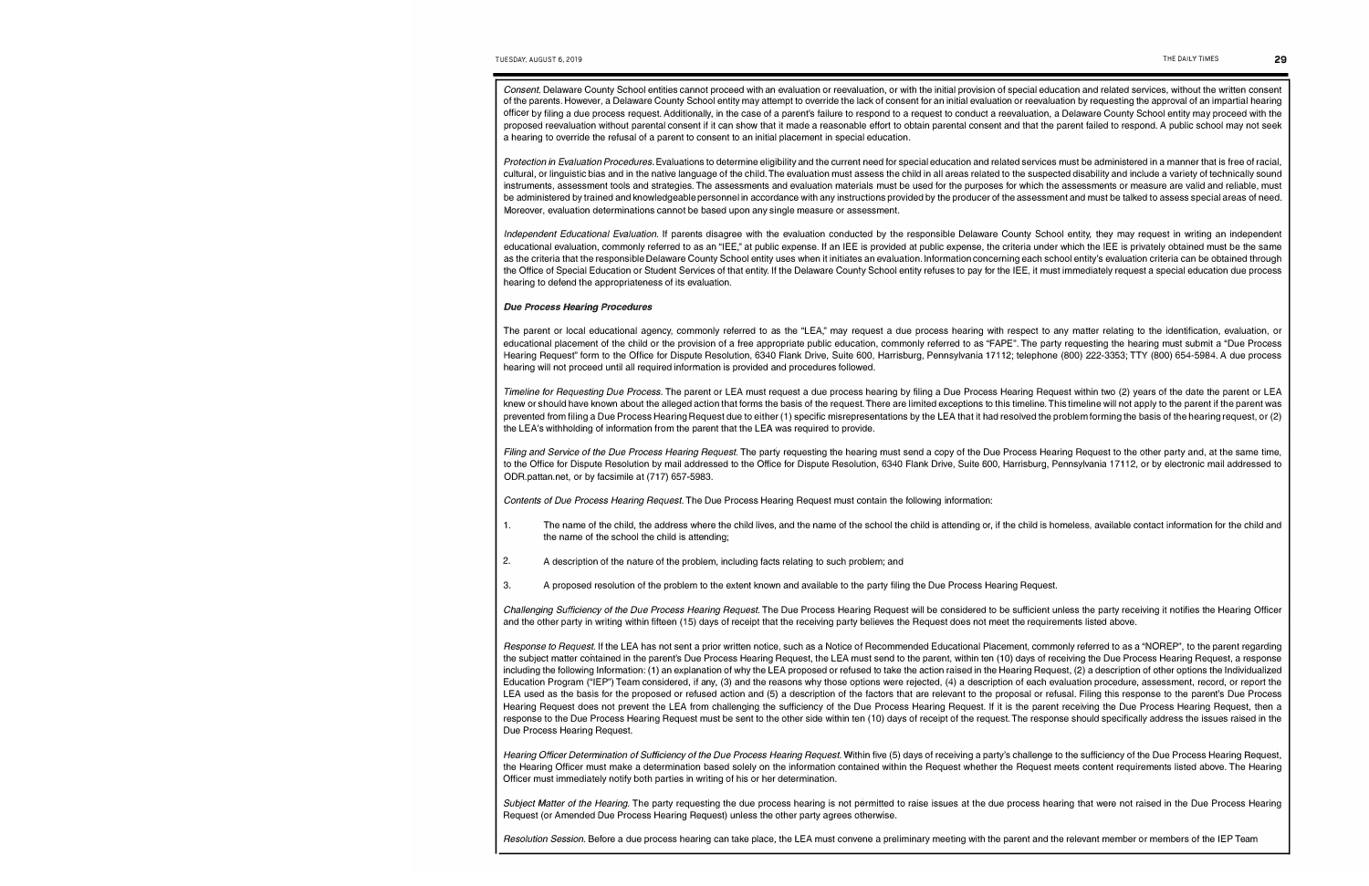*Consent*. Delaware County School entities cannot proceed with an evaluation or reevaluation, or with the initial provision of special education and related services, without the written consent of the parents. However, a Delaware County School entity may attempt to override the lack of consent for an initial evaluation or reevaluation by requesting the approval of an impartial hearing officer by filing a due process request. Additionally, in the case of a parent's failure to respond to a request to conduct a reevaluation, a Delaware County School entity may proceed with the proposed reevaluation without parental consent if it can show that it made a reasonable effort to obtain parental consent and that the parent failed to respond. A public school may not seek a hearing to override the refusal of a parent to consent to an initial placement in special education.

*Protection in Evaluation Procedures*. Evaluations to determine eligibility and the current need for special education and related services must be administered in a manner that is free of racial, cultural, or linguistic bias and in the native language of the child. The evaluation must assess the child in all areas related to the suspected disability and include a variety of technically sound instruments, assessment tools and strategies. The assessments and evaluation materials must be used for the purposes for which the assessments or measure are valid and reliable, must be administered by trained and knowledgeable personnel in accordance with any instructions provided by the producer of the assessment and must be talked to assess special areas of need. Moreover, evaluation determinations cannot be based upon any single measure or assessment.

*Independent Educational Evaluation*. If parents disagree with the evaluation conducted by the responsible Delaware County School entity, they may request in writing an independent educational evaluation, commonly referred to as an "IEE," at public expense. If an IEE is provided at public expense, the criteria under which the IEE is privately obtained must be the same as the criteria that the responsible Delaware County School entity uses when it initiates an evaluation. Information concerning each school entity's evaluation criteria can be obtained through the Office of Special Education or Student Services of that entity. If the Delaware County School entity refuses to pay for the IEE, it must immediately request a special education due process hearing to defend the appropriateness of its evaluation.

***Due Process Hearing Procedures***

The parent or local educational agency, commonly referred to as the "LEA," may request a due process hearing with respect to any matter relating to the identification, evaluation, or educational placement of the child or the provision of a free appropriate public education, commonly referred to as "FAPE". The party requesting the hearing must submit a "Due Process Hearing Request" form to the Office for Dispute Resolution, 6340 Flank Drive, Suite 600, Harrisburg, Pennsylvania 17112; telephone (800) 222-3353; TTY (800) 654-5984. A due process hearing will not proceed until all required information is provided and procedures followed.

*Timeline for Requesting Due Process*. The parent or LEA must request a due process hearing by filing a Due Process Hearing Request within two (2) years of the date the parent or LEA knew or should have known about the alleged action that forms the basis of the request. There are limited exceptions to this timeline. This timeline will not apply to the parent if the parent was prevented from filing a Due Process Hearing Request due to either (1) specific misrepresentations by the LEA that it had resolved the problem forming the basis of the hearing request, or (2) the LEA's withholding of information from the parent that the LEA was required to provide.

*Filing and Service of the Due Process Hearing Request*. The party requesting the hearing must send a copy of the Due Process Hearing Request to the other party and, at the same time, to the Office for Dispute Resolution by mail addressed to the Office for Dispute Resolution, 6340 Flank Drive, Suite 600, Harrisburg, Pennsylvania 17112, or by electronic mail addressed to ODR.pattan.net, or by facsimile at (717) 657-5983.

*Contents of Due Process Hearing Request*. The Due Process Hearing Request must contain the following information:

1. The name of the child, the address where the child lives, and the name of the school the child is attending or, if the child is homeless, available contact information for the child and the name of the school the child is attending;

2. A description of the nature of the problem, including facts relating to such problem; and

3. A proposed resolution of the problem to the extent known and available to the party filing the Due Process Hearing Request.

*Challenging Sufficiency of the Due Process Hearing Request*. The Due Process Hearing Request will be considered to be sufficient unless the party receiving it notifies the Hearing Officer and the other party in writing within fifteen (15) days of receipt that the receiving party believes the Request does not meet the requirements listed above.

*Response to Request*. If the LEA has not sent a prior written notice, such as a Notice of Recommended Educational Placement, commonly referred to as a "NOREP", to the parent regarding the subject matter contained in the parent's Due Process Hearing Request, the LEA must send to the parent, within ten (10) days of receiving the Due Process Hearing Request, a response including the following Information: (1) an explanation of why the LEA proposed or refused to take the action raised in the Hearing Request, (2) a description of other options the Individualized Education Program ("IEP") Team considered, if any, (3) and the reasons why those options were rejected, (4) a description of each evaluation procedure, assessment, record, or report the LEA used as the basis for the proposed or refused action and (5) a description of the factors that are relevant to the proposal or refusal. Filing this response to the parent's Due Process Hearing Request does not prevent the LEA from challenging the sufficiency of the Due Process Hearing Request. If it is the parent receiving the Due Process Hearing Request, then a response to the Due Process Hearing Request must be sent to the other side within ten (10) days of receipt of the request. The response should specifically address the issues raised in the Due Process Hearing Request.

*Hearing Officer Determination of Sufficiency of the Due Process Hearing Request*. Within five (5) days of receiving a party's challenge to the sufficiency of the Due Process Hearing Request, the Hearing Officer must make a determination based solely on the information contained within the Request whether the Request meets content requirements listed above. The Hearing Officer must immediately notify both parties in writing of his or her determination.

*Subject Matter of the Hearing*. The party requesting the due process hearing is not permitted to raise issues at the due process hearing that were not raised in the Due Process Hearing Request (or Amended Due Process Hearing Request) unless the other party agrees otherwise.

*Resolution Session*. Before a due process hearing can take place, the LEA must convene a preliminary meeting with the parent and the relevant member or members of the IEP Team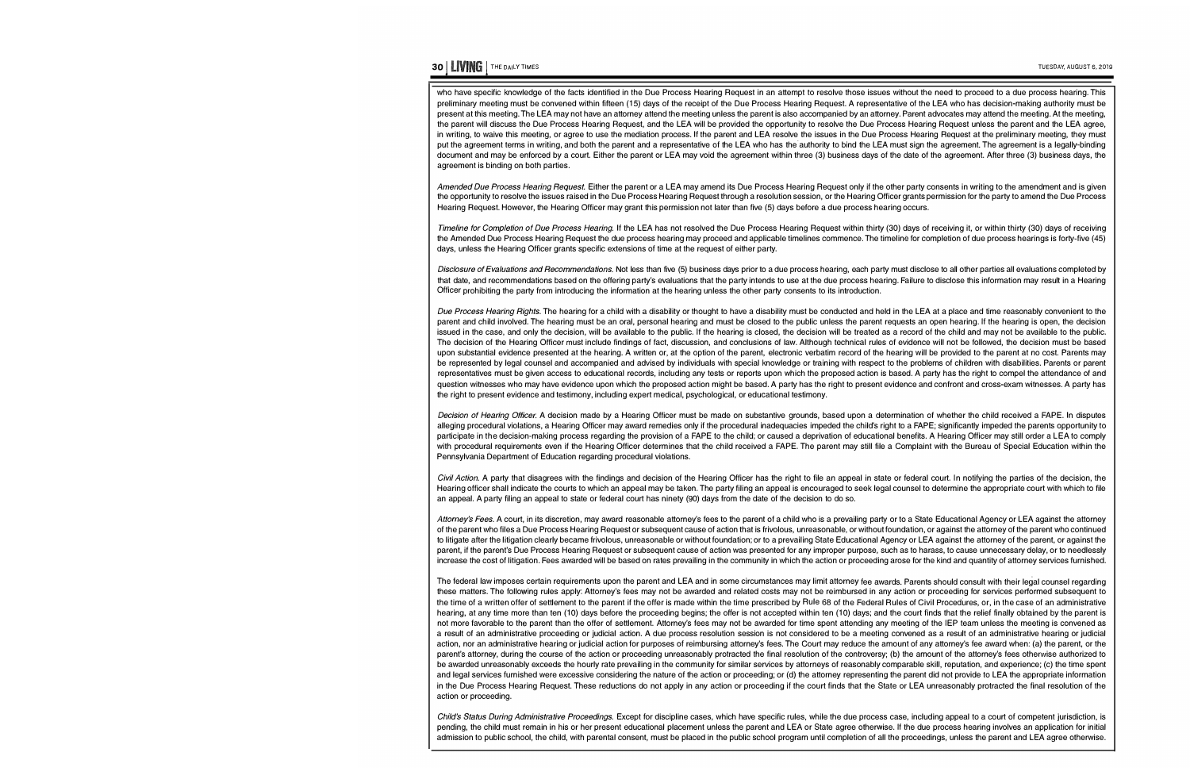who have specific knowledge of the facts identified in the Due Process Hearing Request in an attempt to resolve those issues without the need to proceed to a due process hearing. This preliminary meeting must be convened within fifteen (15) days of the receipt of the Due Process Hearing Request. A representative of the LEA who has decision-making authority must be present at this meeting. The LEA may not have an attorney attend the meeting unless the parent is also accompanied by an attorney. Parent advocates may attend the meeting. At the meeting, the parent will discuss the Due Process Hearing Request, and the LEA will be provided the opportunity to resolve the Due Process Hearing Request unless the parent and the LEA agree, in writing, to waive this meeting, or agree to use the mediation process. If the parent and LEA resolve the issues in the Due Process Hearing Request at the preliminary meeting, they must put the agreement terms in writing, and both the parent and a representative of the LEA who has the authority to bind the LEA must sign the agreement. The agreement is a legally-binding document and may be enforced by a court. Either the parent or LEA may void the agreement within three (3) business days of the date of the agreement. After three (3) business days, the agreement is binding on both parties.

*Amended Due Process Hearing Request.* Either the parent or a LEA may amend its Due Process Hearing Request only if the other party consents in writing to the amendment and is given the opportunity to resolve the issues raised in the Due Process Hearing Request through a resolution session, or the Hearing Officer grants permission for the party to amend the Due Process Hearing Request. However, the Hearing Officer may grant this permission not later than five (5) days before a due process hearing occurs.

*Timeline for Completion of Due Process Hearing.* If the LEA has not resolved the Due Process Hearing Request within thirty (30) days of receiving it, or within thirty (30) days of receiving the Amended Due Process Hearing Request the due process hearing may proceed and applicable timelines commence. The timeline for completion of due process hearings is forty-five (45) days, unless the Hearing Officer grants specific extensions of time at the request of either party.

*Disclosure of Evaluations and Recommendations.* Not less than five (5) business days prior to a due process hearing, each party must disclose to all other parties all evaluations completed by that date, and recommendations based on the offering party's evaluations that the party intends to use at the due process hearing. Failure to disclose this information may result in a Hearing Officer prohibiting the party from introducing the information at the hearing unless the other party consents to its introduction.

*Due Process Hearing Rights.* The hearing for a child with a disability or thought to have a disability must be conducted and held in the LEA at a place and time reasonably convenient to the parent and child involved. The hearing must be an oral, personal hearing and must be closed to the public unless the parent requests an open hearing. If the hearing is open, the decision issued in the case, and only the decision, will be available to the public. If the hearing is closed, the decision will be treated as a record of the child and may not be available to the public. The decision of the Hearing Officer must include findings of fact, discussion, and conclusions of law. Although technical rules of evidence will not be followed, the decision must be based upon substantial evidence presented at the hearing. A written or, at the option of the parent, electronic verbatim record of the hearing will be provided to the parent at no cost. Parents may be represented by legal counsel and accompanied and advised by individuals with special knowledge or training with respect to the problems of children with disabilities. Parents or parent representatives must be given access to educational records, including any tests or reports upon which the proposed action is based. A party has the right to compel the attendance of and question witnesses who may have evidence upon which the proposed action might be based. A party has the right to present evidence and confront and cross-exam witnesses. A party has the right to present evidence and testimony, including expert medical, psychological, or educational testimony.

*Decision of Hearing Officer.* A decision made by a Hearing Officer must be made on substantive grounds, based upon a determination of whether the child received a FAPE. In disputes alleging procedural violations, a Hearing Officer may award remedies only if the procedural inadequacies impeded the child's right to a FAPE; significantly impeded the parents opportunity to participate in the decision-making process regarding the provision of a FAPE to the child; or caused a deprivation of educational benefits. A Hearing Officer may still order a LEA to comply with procedural requirements even if the Hearing Officer determines that the child received a FAPE. The parent may still file a Complaint with the Bureau of Special Education within the Pennsylvania Department of Education regarding procedural violations.

*Civil Action.* A party that disagrees with the findings and decision of the Hearing Officer has the right to file an appeal in state or federal court. In notifying the parties of the decision, the Hearing officer shall indicate the courts to which an appeal may be taken. The party filing an appeal is encouraged to seek legal counsel to determine the appropriate court with which to file an appeal. A party filing an appeal to state or federal court has ninety (90) days from the date of the decision to do so.

*Attorney's Fees.* A court, in its discretion, may award reasonable attorney's fees to the parent of a child who is a prevailing party or to a State Educational Agency or LEA against the attorney of the parent who files a Due Process Hearing Request or subsequent cause of action that is frivolous, unreasonable, or without foundation, or against the attorney of the parent who continued to litigate after the litigation clearly became frivolous, unreasonable or without foundation; or to a prevailing State Educational Agency or LEA against the attorney of the parent, or against the parent, if the parent's Due Process Hearing Request or subsequent cause of action was presented for any improper purpose, such as to harass, to cause unnecessary delay, or to needlessly increase the cost of litigation. Fees awarded will be based on rates prevailing in the community in which the action or proceeding arose for the kind and quantity of attorney services furnished.

The federal law imposes certain requirements upon the parent and LEA and in some circumstances may limit attorney fee awards. Parents should consult with their legal counsel regarding these matters. The following rules apply: Attorney's fees may not be awarded and related costs may not be reimbursed in any action or proceeding for services performed subsequent to the time of a written offer of settlement to the parent if the offer is made within the time prescribed by Rule 68 of the Federal Rules of Civil Procedures, or, in the case of an administrative hearing, at any time more than ten (10) days before the proceeding begins; the offer is not accepted within ten (10) days; and the court finds that the relief finally obtained by the parent is not more favorable to the parent than the offer of settlement. Attorney's fees may not be awarded for time spent attending any meeting of the IEP team unless the meeting is convened as a result of an administrative proceeding or judicial action. A due process resolution session is not considered to be a meeting convened as a result of an administrative hearing or judicial action, nor an administrative hearing or judicial action for purposes of reimbursing attorney's fees. The Court may reduce the amount of any attorney's fee award when: (a) the parent, or the parent's attorney, during the course of the action or proceeding unreasonably protracted the final resolution of the controversy; (b) the amount of the attorney's fees otherwise authorized to be awarded unreasonably exceeds the hourly rate prevailing in the community for similar services by attorneys of reasonably comparable skill, reputation, and experience; (c) the time spent and legal services furnished were excessive considering the nature of the action or proceeding; or (d) the attorney representing the parent did not provide to LEA the appropriate information in the Due Process Hearing Request. These reductions do not apply in any action or proceeding if the court finds that the State or LEA unreasonably protracted the final resolution of the action or proceeding.

*Child's Status During Administrative Proceedings.* Except for discipline cases, which have specific rules, while the due process case, including appeal to a court of competent jurisdiction, is pending, the child must remain in his or her present educational placement unless the parent and LEA or State agree otherwise. If the due process hearing involves an application for initial admission to public school, the child, with parental consent, must be placed in the public school program until completion of all the proceedings, unless the parent and LEA agree otherwise.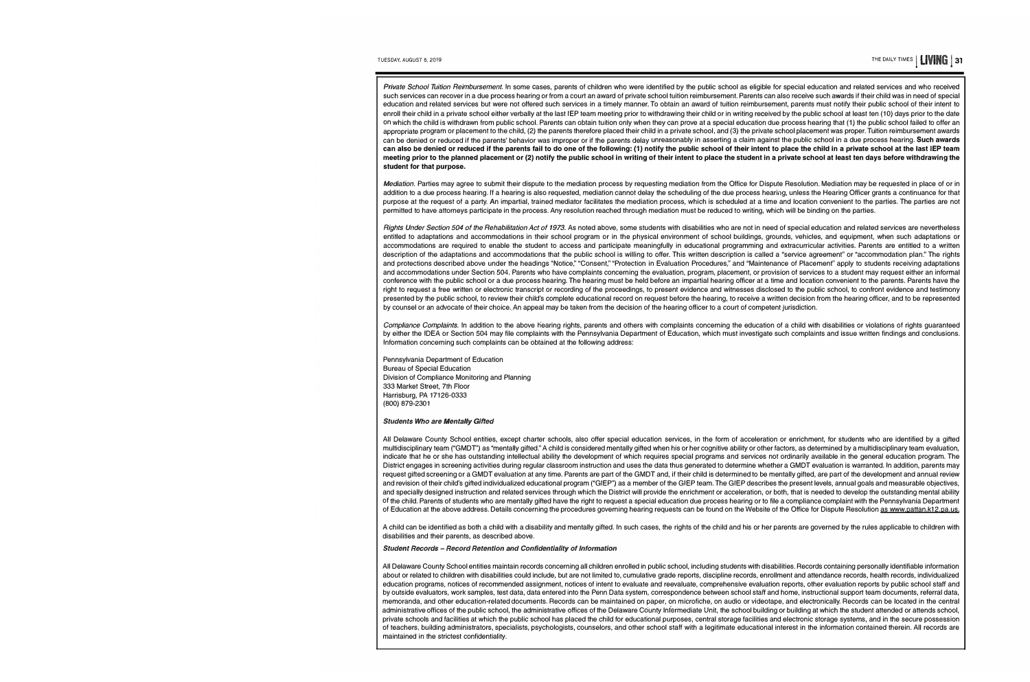*Private School Tuition Reimbursement.* In some cases, parents of children who were identified by the public school as eligible for special education and related services and who received such services can recover in a due process hearing or from a court an award of private school tuition reimbursement. Parents can also receive such awards if their child was in need of special education and related services but were not offered such services in a timely manner. To obtain an award of tuition reimbursement, parents must notify their public school of their intent to enroll their child in a private school either verbally at the last IEP team meeting prior to withdrawing their child or in writing received by the public school at least ten (10) days prior to the date on which the child is withdrawn from public school. Parents can obtain tuition only when they can prove at a special education due process hearing that (1) the public school failed to offer an appropriate program or placement to the child, (2) the parents therefore placed their child in a private school, and (3) the private school placement was proper. Tuition reimbursement awards can be denied or reduced if the parents' behavior was improper or if the parents delay unreasonably in asserting a claim against the public school in a due process hearing. **Such awards can also be denied or reduced if the parents fail to do one of the following: (1) notify the public school of their intent to place the child in a private school at the last IEP team meeting prior to the planned placement or (2) notify the public school in writing of their intent to place the student in a private school at least ten days before withdrawing the student for that purpose.**

*Mediation.* Parties may agree to submit their dispute to the mediation process by requesting mediation from the Office for Dispute Resolution. Mediation may be requested in place of or in addition to a due process hearing. If a hearing is also requested, mediation cannot delay the scheduling of the due process hearing, unless the Hearing Officer grants a continuance for that purpose at the request of a party. An impartial, trained mediator facilitates the mediation process, which is scheduled at a time and location convenient to the parties. The parties are not permitted to have attorneys participate in the process. Any resolution reached through mediation must be reduced to writing, which will be binding on the parties.

*Rights Under Section 504 of the Rehabilitation Act of 1973.* As noted above, some students with disabilities who are not in need of special education and related services are nevertheless entitled to adaptations and accommodations in their school program or in the physical environment of school buildings, grounds, vehicles, and equipment, when such adaptations or accommodations are required to enable the student to access and participate meaningfully in educational programming and extracurricular activities. Parents are entitled to a written description of the adaptations and accommodations that the public school is willing to offer. This written description is called a "service agreement" or "accommodation plan." The rights and protections described above under the headings "Notice," "Consent," "Protection in Evaluation Procedures," and "Maintenance of Placement" apply to students receiving adaptations and accommodations under Section 504. Parents who have complaints concerning the evaluation, program, placement, or provision of services to a student may request either an informal conference with the public school or a due process hearing. The hearing must be held before an impartial hearing officer at a time and location convenient to the parents. Parents have the right to request a free written or electronic transcript or recording of the proceedings, to present evidence and witnesses disclosed to the public school, to confront evidence and testimony presented by the public school, to review their child's complete educational record on request before the hearing, to receive a written decision from the hearing officer, and to be represented by counsel or an advocate of their choice. An appeal may be taken from the decision of the hearing officer to a court of competent jurisdiction.

*Compliance Complaints.* In addition to the above hearing rights, parents and others with complaints concerning the education of a child with disabilities or violations of rights guaranteed by either the IDEA or Section 504 may file complaints with the Pennsylvania Department of Education, which must investigate such complaints and issue written findings and conclusions. Information concerning such complaints can be obtained at the following address:

Pennsylvania Department of Education
Bureau of Special Education
Division of Compliance Monitoring and Planning
333 Market Street, 7th Floor
Harrisburg, PA 17126-0333
(800) 879-2301

***Students Who are Mentally Gifted***

All Delaware County School entities, except charter schools, also offer special education services, in the form of acceleration or enrichment, for students who are identified by a gifted multidisciplinary team ("GMDT") as "mentally gifted." A child is considered mentally gifted when his or her cognitive ability or other factors, as determined by a multidisciplinary team evaluation, indicate that he or she has outstanding intellectual ability the development of which requires special programs and services not ordinarily available in the general education program. The District engages in screening activities during regular classroom instruction and uses the data thus generated to determine whether a GMDT evaluation is warranted. In addition, parents may request gifted screening or a GMDT evaluation at any time. Parents are part of the GMDT and, if their child is determined to be mentally gifted, are part of the development and annual review and revision of their child's gifted individualized educational program ("GIEP") as a member of the GIEP team. The GIEP describes the present levels, annual goals and measurable objectives, and specially designed instruction and related services through which the District will provide the enrichment or acceleration, or both, that is needed to develop the outstanding mental ability of the child. Parents of students who are mentally gifted have the right to request a special education due process hearing or to file a compliance complaint with the Pennsylvania Department of Education at the above address. Details concerning the procedures governing hearing requests can be found on the Website of the Office for Dispute Resolution as www.pattan.k12.pa.us.

A child can be identified as both a child with a disability and mentally gifted. In such cases, the rights of the child and his or her parents are governed by the rules applicable to children with disabilities and their parents, as described above.

***Student Records – Record Retention and Confidentiality of Information***

All Delaware County School entities maintain records concerning all children enrolled in public school, including students with disabilities. Records containing personally identifiable information about or related to children with disabilities could include, but are not limited to, cumulative grade reports, discipline records, enrollment and attendance records, health records, individualized education programs, notices of recommended assignment, notices of intent to evaluate and reevaluate, comprehensive evaluation reports, other evaluation reports by public school staff and by outside evaluators, work samples, test data, data entered into the Penn Data system, correspondence between school staff and home, instructional support team documents, referral data, memoranda, and other education-related documents. Records can be maintained on paper, on microfiche, on audio or videotape, and electronically. Records can be located in the central administrative offices of the public school, the administrative offices of the Delaware County Intermediate Unit, the school building or building at which the student attended or attends school, private schools and facilities at which the public school has placed the child for educational purposes, central storage facilities and electronic storage systems, and in the secure possession of teachers, building administrators, specialists, psychologists, counselors, and other school staff with a legitimate educational interest in the information contained therein. All records are maintained in the strictest confidentiality.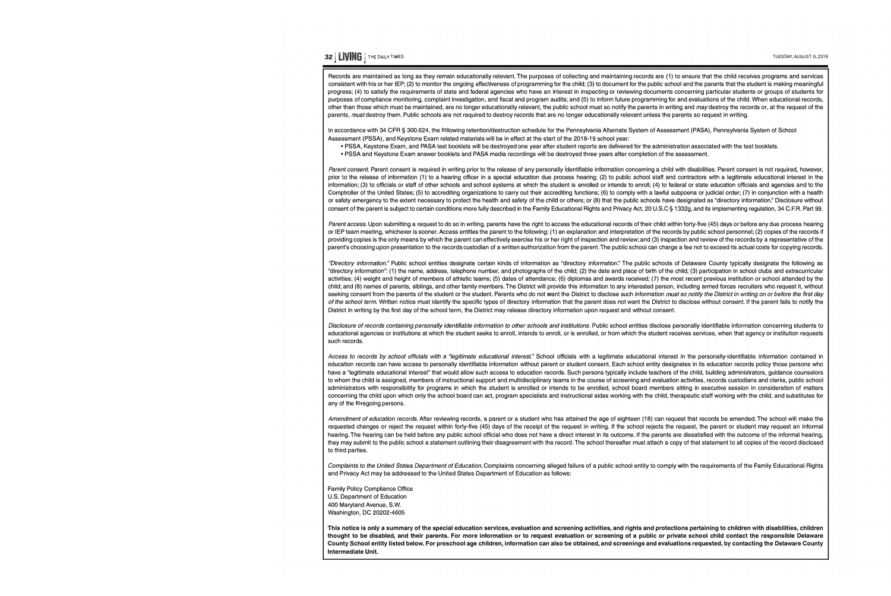Records are maintained as long as they remain educationally relevant. The purposes of collecting and maintaining records are (1) to ensure that the child receives programs and services consistent with his or her IEP; (2) to monitor the ongoing effectiveness of programming for the child; (3) to document for the public school and the parents that the student is making meaningful progress; (4) to satisfy the requirements of state and federal agencies who have an interest in inspecting or reviewing documents concerning particular students or groups of students for purposes of compliance monitoring, complaint investigation, and fiscal and program audits; and (5) to inform future programming for and evaluations of the child. When educational records, other than those which must be maintained, are no longer educationally relevant, the public school must so notify the parents in writing and *may* destroy the records or, at the request of the parents, *must* destroy them. Public schools are not required to destroy records that are no longer educationally relevant unless the parents so request in writing.

In accordance with 34 CFR § 300.624, the following retention/destruction schedule for the Pennsylvania Alternate System of Assessment (PASA), Pennsylvania System of School Assessment (PSSA), and Keystone Exam related materials will be in effect at the start of the 2018-19 school year:

- PSSA, Keystone Exam, and PASA test booklets will be destroyed one year after student reports are delivered for the administration associated with the test booklets.
- PSSA and Keystone Exam answer booklets and PASA media recordings will be destroyed three years after completion of the assessment.

*Parent consent.* Parent consent is required in writing prior to the release of any personally identifiable information concerning a child with disabilities. Parent consent is not required, however, prior to the release of information (1) to a hearing officer in a special education due process hearing; (2) to public school staff and contractors with a legitimate educational interest in the information; (3) to officials or staff of other schools and school systems at which the student is enrolled or intends to enroll; (4) to federal or state education officials and agencies and to the Comptroller of the United States; (5) to accrediting organizations to carry out their accrediting functions; (6) to comply with a lawful subpoena or judicial order; (7) in conjunction with a health or safety emergency to the extent necessary to protect the health and safety of the child or others; or (8) that the public schools have designated as "directory information." Disclosure without consent of the parent is subject to certain conditions more fully described in the Family Educational Rights and Privacy Act, 20 U.S.C § 1332g, and its implementing regulation, 34 C.F.R. Part 99.

*Parent access.* Upon submitting a request to do so in writing, parents have the right to access the educational records of their child within forty-five (45) days or before any due process hearing or IEP team meeting, whichever is sooner. Access entitles the parent to the following: (1) an explanation and interpretation of the records by public school personnel; (2) copies of the records if providing copies is the only means by which the parent can effectively exercise his or her right of inspection and review; and (3) inspection and review of the records by a representative of the parent's choosing upon presentation to the records custodian of a written authorization from the parent. The public school can charge a fee not to exceed its actual costs for copying records.

*"Directory information."* Public school entities designate certain kinds of information as "directory information." The public schools of Delaware County typically designate the following as "directory information": (1) the name, address, telephone number, and photographs of the child; (2) the date and place of birth of the child; (3) participation in school clubs and extracurricular activities; (4) weight and height of members of athletic teams; (5) dates of attendance; (6) diplomas and awards received; (7) the most recent previous institution or school attended by the child; and (8) names of parents, siblings, and other family members. The District will provide this information to any interested person, including armed forces recruiters who request it, without seeking consent from the parents of the student or the student. Parents who do not want the District to disclose such information *must so notify the District in writing on or before the first day of the school term.* Written notice must identify the specific types of directory information that the parent does not want the District to disclose without consent. If the parent fails to notify the District in writing by the first day of the school term, the District may release directory information upon request and without consent.

*Disclosure of records containing personally identifiable information to other schools and institutions.* Public school entities disclose personally identifiable information concerning students to educational agencies or institutions at which the student seeks to enroll, intends to enroll, or is enrolled, or from which the student receives services, when that agency or institution requests such records.

*Access to records by school officials with a "legitimate educational interest."* School officials with a legitimate educational interest in the personally-identifiable information contained in education records can have access to personally identifiable information without parent or student consent. Each school entity designates in its education records policy those persons who have a "legitimate educational interest" that would allow such access to education records. Such persons typically include teachers of the child, building administrators, guidance counselors to whom the child is assigned, members of instructional support and multidisciplinary teams in the course of screening and evaluation activities, records custodians and clerks, public school administrators with responsibility for programs in which the student is enrolled or intends to be enrolled, school board members sitting in executive session in consideration of matters concerning the child upon which only the school board can act, program specialists and instructional aides working with the child, therapeutic staff working with the child, and substitutes for any of the foregoing persons.

*Amendment of education records.* After reviewing records, a parent or a student who has attained the age of eighteen (18) can request that records be amended. The school will make the requested changes or reject the request within forty-five (45) days of the receipt of the request in writing. If the school rejects the request, the parent or student may request an informal hearing. The hearing can be held before any public school official who does not have a direct interest in its outcome. If the parents are dissatisfied with the outcome of the informal hearing, they may submit to the public school a statement outlining their disagreement with the record. The school thereafter must attach a copy of that statement to all copies of the record disclosed to third parties.

*Complaints to the United States Department of Education.* Complaints concerning alleged failure of a public school entity to comply with the requirements of the Family Educational Rights and Privacy Act may be addressed to the United States Department of Education as follows:

Family Policy Compliance Office
U.S. Department of Education
400 Maryland Avenue, S.W.
Washington, DC 20202-4605

**This notice is only a summary of the special education services, evaluation and screening activities, and rights and protections pertaining to children with disabilities, children thought to be disabled, and their parents. For more information or to request evaluation or screening of a public or private school child contact the responsible Delaware County School entity listed below. For preschool age children, information can also be obtained, and screenings and evaluations requested, by contacting the Delaware County Intermediate Unit.**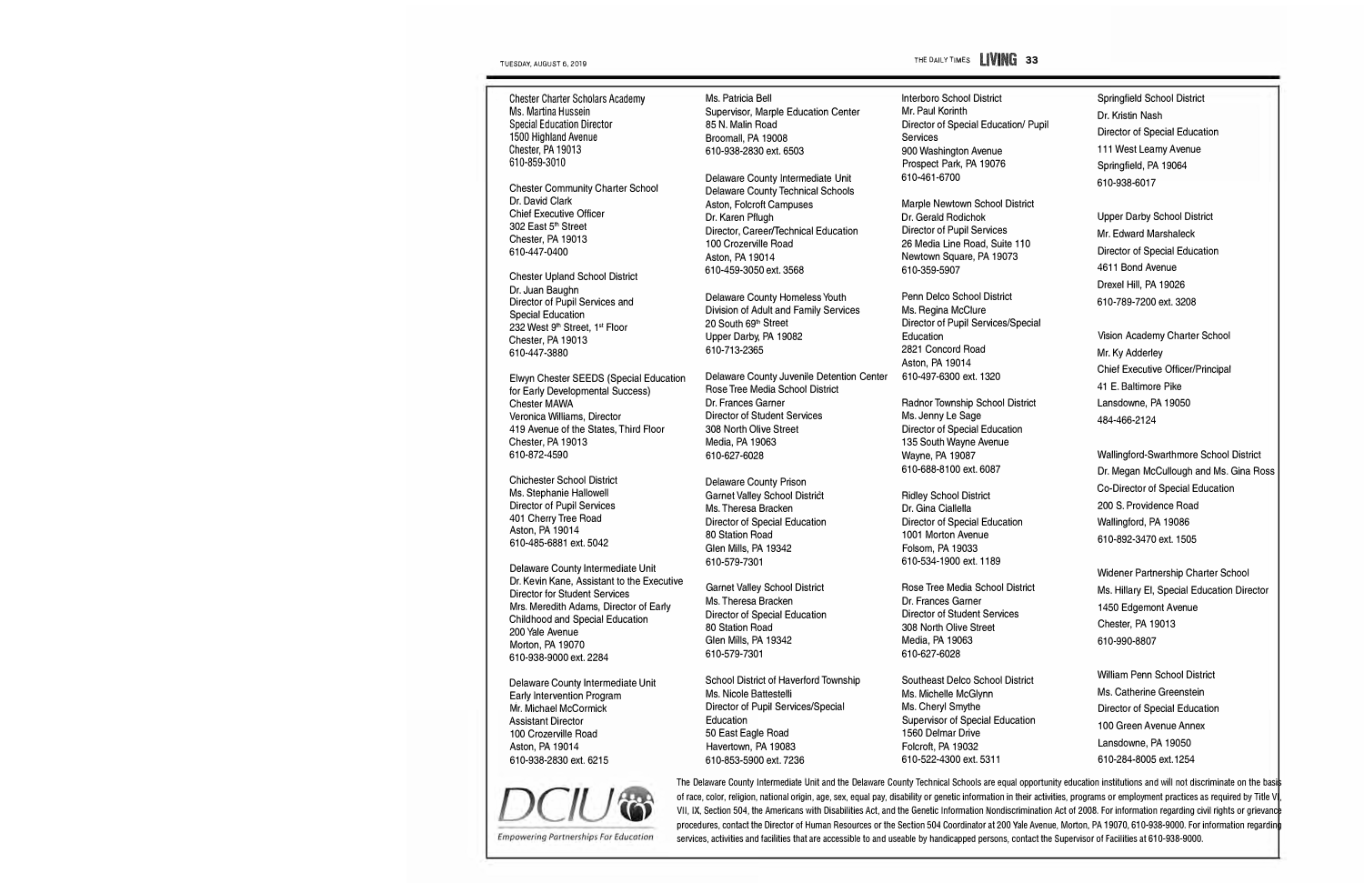Chester Charter Scholars Academy
Ms. Martina Hussein
Special Education Director
1500 Highland Avenue
Chester, PA 19013
610-859-3010

Chester Community Charter School
Dr. David Clark
Chief Executive Officer
302 East 5th Street
Chester, PA 19013
610-447-0400

Chester Upland School District
Dr. Juan Baughn
Director of Pupil Services and Special Education
232 West 9th Street, 1st Floor
Chester, PA 19013
610-447-3880

Elwyn Chester SEEDS (Special Education for Early Developmental Success)
Chester MAWA
Veronica Williams, Director
419 Avenue of the States, Third Floor
Chester, PA 19013
610-872-4590

Chichester School District
Ms. Stephanie Hallowell
Director of Pupil Services
401 Cherry Tree Road
Aston, PA 19014
610-485-6881 ext. 5042

Delaware County Intermediate Unit
Dr. Kevin Kane, Assistant to the Executive Director for Student Services
Mrs. Meredith Adams, Director of Early Childhood and Special Education
200 Yale Avenue
Morton, PA 19070
610-938-9000 ext. 2284

Delaware County Intermediate Unit
Early Intervention Program
Mr. Michael McCormick
Assistant Director
100 Crozerville Road
Aston, PA 19014
610-938-2830 ext. 6215

Ms. Patricia Bell
Supervisor, Marple Education Center
85 N. Malin Road
Broomall, PA 19008
610-938-2830 ext. 6503

Delaware County Intermediate Unit
Delaware County Technical Schools
Aston, Folcroft Campuses
Dr. Karen Pflugh
Director, Career/Technical Education
100 Crozerville Road
Aston, PA 19014
610-459-3050 ext. 3568

Delaware County Homeless Youth
Division of Adult and Family Services
20 South 69th Street
Upper Darby, PA 19082
610-713-2365

Delaware County Juvenile Detention Center
Rose Tree Media School District
Dr. Frances Garner
Director of Student Services
308 North Olive Street
Media, PA 19063
610-627-6028

Delaware County Prison
Garnet Valley School District
Ms. Theresa Bracken
Director of Special Education
80 Station Road
Glen Mills, PA 19342
610-579-7301

Garnet Valley School District
Ms. Theresa Bracken
Director of Special Education
80 Station Road
Glen Mills, PA 19342
610-579-7301

School District of Haverford Township
Ms. Nicole Battestelli
Director of Pupil Services/Special Education
50 East Eagle Road
Havertown, PA 19083
610-853-5900 ext. 7236

Interboro School District
Mr. Paul Korinth
Director of Special Education/ Pupil Services
900 Washington Avenue
Prospect Park, PA 19076
610-461-6700

Marple Newtown School District
Dr. Gerald Rodichok
Director of Pupil Services
26 Media Line Road, Suite 110
Newtown Square, PA 19073
610-359-5907

Penn Delco School District
Ms. Regina McClure
Director of Pupil Services/Special Education
2821 Concord Road
Aston, PA 19014
610-497-6300 ext. 1320

Radnor Township School District
Ms. Jenny Le Sage
Director of Special Education
135 South Wayne Avenue
Wayne, PA 19087
610-688-8100 ext. 6087

Ridley School District
Dr. Gina Ciallella
Director of Special Education
1001 Morton Avenue
Folsom, PA 19033
610-534-1900 ext. 1189

Rose Tree Media School District
Dr. Frances Garner
Director of Student Services
308 North Olive Street
Media, PA 19063
610-627-6028

Southeast Delco School District
Ms. Michelle McGlynn
Ms. Cheryl Smythe
Supervisor of Special Education
1560 Delmar Drive
Folcroft, PA 19032
610-522-4300 ext. 5311

Springfield School District
Dr. Kristin Nash
Director of Special Education
111 West Leamy Avenue
Springfield, PA 19064
610-938-6017

Upper Darby School District
Mr. Edward Marshaleck
Director of Special Education
4611 Bond Avenue
Drexel Hill, PA 19026
610-789-7200 ext. 3208

Vision Academy Charter School
Mr. Ky Adderley
Chief Executive Officer/Principal
41 E. Baltimore Pike
Lansdowne, PA 19050
484-466-2124

Wallingford-Swarthmore School District
Dr. Megan McCullough and Ms. Gina Ross
Co-Director of Special Education
200 S. Providence Road
Wallingford, PA 19086
610-892-3470 ext. 1505

Widener Partnership Charter School
Ms. Hillary El, Special Education Director
1450 Edgemont Avenue
Chester, PA 19013
610-990-8807

William Penn School District
Ms. Catherine Greenstein
Director of Special Education
100 Green Avenue Annex
Lansdowne, PA 19050
610-284-8005 ext.1254

DCIU
Empowering Partnerships For Education

The Delaware County Intermediate Unit and the Delaware County Technical Schools are equal opportunity education institutions and will not discriminate on the basis of race, color, religion, national origin, age, sex, equal pay, disability or genetic information in their activities, programs or employment practices as required by Title VI, VII, IX, Section 504, the Americans with Disabilities Act, and the Genetic Information Nondiscrimination Act of 2008. For information regarding civil rights or grievance procedures, contact the Director of Human Resources or the Section 504 Coordinator at 200 Yale Avenue, Morton, PA 19070, 610-938-9000. For information regarding services, activities and facilities that are accessible to and useable by handicapped persons, contact the Supervisor of Facilities at 610-938-9000.